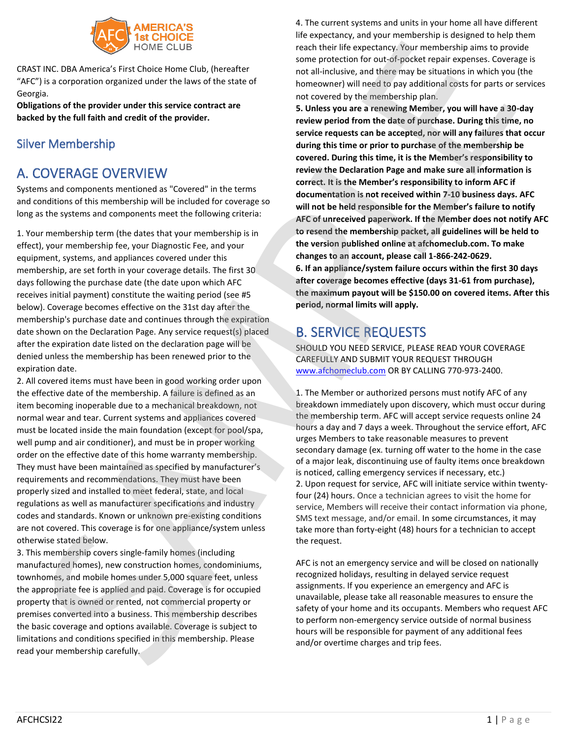AMERICA'S 1st CHOICE HOME CLUB

CRAST INC. DBA America's First Choice Home Club, (hereafter "AFC") is a corporation organized under the laws of the state of Georgia.

**Obligations of the provider under this service contract are backed by the full faith and credit of the provider.**

## Silver Membership

## A. COVERAGE OVERVIEW

Systems and components mentioned as "Covered" in the terms and conditions of this membership will be included for coverage so long as the systems and components meet the following criteria:

1. Your membership term (the dates that your membership is in effect), your membership fee, your Diagnostic Fee, and your equipment, systems, and appliances covered under this membership, are set forth in your coverage details. The first 30 days following the purchase date (the date upon which AFC receives initial payment) constitute the waiting period (see #5 below). Coverage becomes effective on the 31st day after the membership's purchase date and continues through the expiration date shown on the Declaration Page. Any service request(s) placed after the expiration date listed on the declaration page will be denied unless the membership has been renewed prior to the expiration date.
2. All covered items must have been in good working order upon the effective date of the membership. A failure is defined as an item becoming inoperable due to a mechanical breakdown, not normal wear and tear. Current systems and appliances covered must be located inside the main foundation (except for pool/spa, well pump and air conditioner), and must be in proper working order on the effective date of this home warranty membership. They must have been maintained as specified by manufacturer's requirements and recommendations. They must have been properly sized and installed to meet federal, state, and local regulations as well as manufacturer specifications and industry codes and standards. Known or unknown pre-existing conditions are not covered. This coverage is for one appliance/system unless otherwise stated below.
3. This membership covers single-family homes (including manufactured homes), new construction homes, condominiums, townhomes, and mobile homes under 5,000 square feet, unless the appropriate fee is applied and paid. Coverage is for occupied property that is owned or rented, not commercial property or premises converted into a business. This membership describes the basic coverage and options available. Coverage is subject to limitations and conditions specified in this membership. Please read your membership carefully.
4. The current systems and units in your home all have different life expectancy, and your membership is designed to help them reach their life expectancy. Your membership aims to provide some protection for out-of-pocket repair expenses. Coverage is not all-inclusive, and there may be situations in which you (the homeowner) will need to pay additional costs for parts or services not covered by the membership plan.
5. **Unless you are a renewing Member, you will have a 30-day review period from the date of purchase. During this time, no service requests can be accepted, nor will any failures that occur during this time or prior to purchase of the membership be covered. During this time, it is the Member's responsibility to review the Declaration Page and make sure all information is correct. It is the Member's responsibility to inform AFC if documentation is not received within 7-10 business days. AFC will not be held responsible for the Member's failure to notify AFC of unreceived paperwork. If the Member does not notify AFC to resend the membership packet, all guidelines will be held to the version published online at afchomeclub.com. To make changes to an account, please call 1-866-242-0629.**
6. **If an appliance/system failure occurs within the first 30 days after coverage becomes effective (days 31-61 from purchase), the maximum payout will be $150.00 on covered items. After this period, normal limits will apply.**

## B. SERVICE REQUESTS

SHOULD YOU NEED SERVICE, PLEASE READ YOUR COVERAGE CAREFULLY AND SUBMIT YOUR REQUEST THROUGH www.afchomeclub.com OR BY CALLING 770-973-2400.

1. The Member or authorized persons must notify AFC of any breakdown immediately upon discovery, which must occur during the membership term. AFC will accept service requests online 24 hours a day and 7 days a week. Throughout the service effort, AFC urges Members to take reasonable measures to prevent secondary damage (ex. turning off water to the home in the case of a major leak, discontinuing use of faulty items once breakdown is noticed, calling emergency services if necessary, etc.)
2. Upon request for service, AFC will initiate service within twenty-four (24) hours. Once a technician agrees to visit the home for service, Members will receive their contact information via phone, SMS text message, and/or email. In some circumstances, it may take more than forty-eight (48) hours for a technician to accept the request.

AFC is not an emergency service and will be closed on nationally recognized holidays, resulting in delayed service request assignments. If you experience an emergency and AFC is unavailable, please take all reasonable measures to ensure the safety of your home and its occupants. Members who request AFC to perform non-emergency service outside of normal business hours will be responsible for payment of any additional fees and/or overtime charges and trip fees.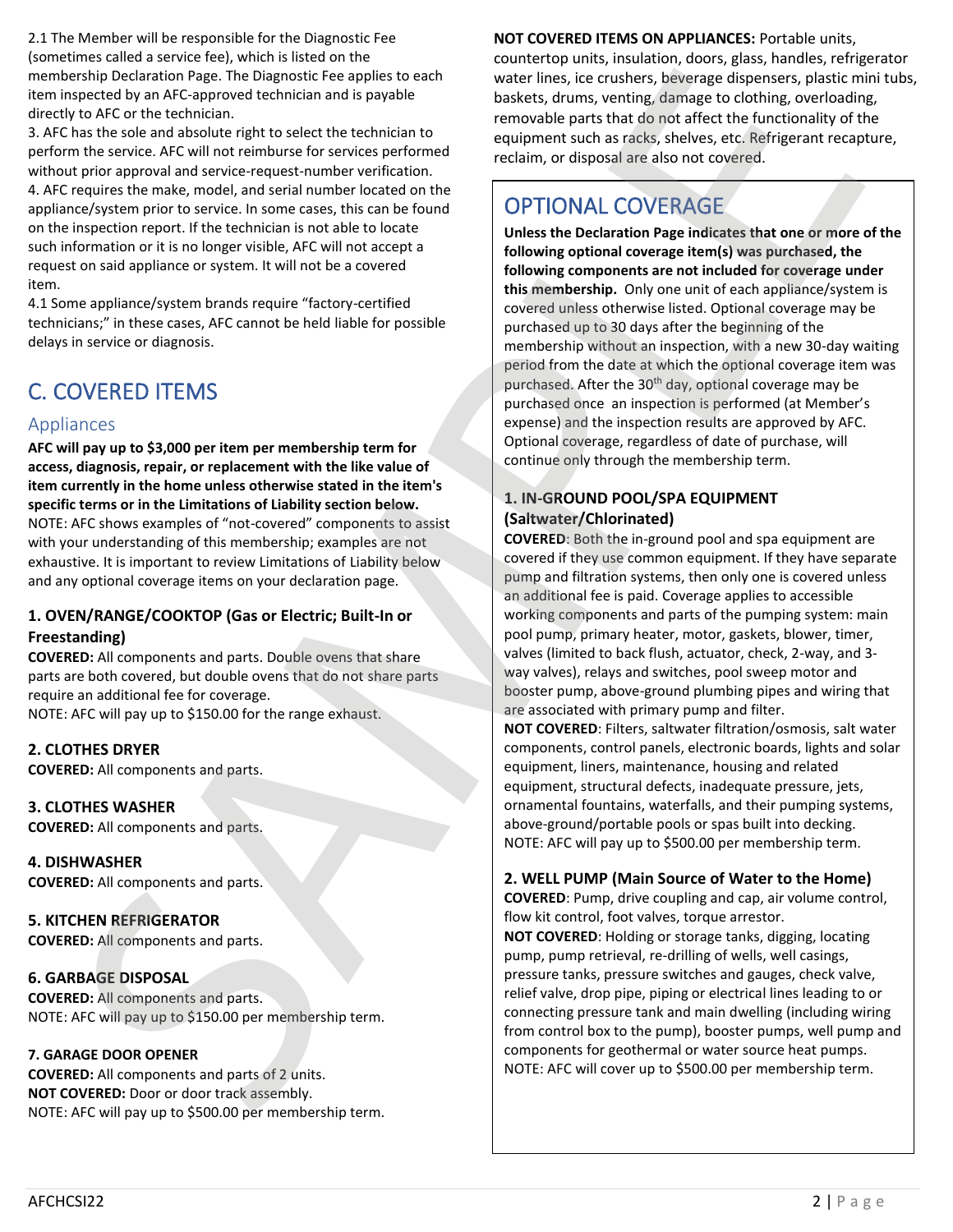2.1 The Member will be responsible for the Diagnostic Fee (sometimes called a service fee), which is listed on the membership Declaration Page. The Diagnostic Fee applies to each item inspected by an AFC-approved technician and is payable directly to AFC or the technician.

3. AFC has the sole and absolute right to select the technician to perform the service. AFC will not reimburse for services performed without prior approval and service-request-number verification.

4. AFC requires the make, model, and serial number located on the appliance/system prior to service. In some cases, this can be found on the inspection report. If the technician is not able to locate such information or it is no longer visible, AFC will not accept a request on said appliance or system. It will not be a covered item.

4.1 Some appliance/system brands require "factory-certified technicians;" in these cases, AFC cannot be held liable for possible delays in service or diagnosis.

# C. COVERED ITEMS

## Appliances

**AFC will pay up to $3,000 per item per membership term for access, diagnosis, repair, or replacement with the like value of item currently in the home unless otherwise stated in the item's specific terms or in the Limitations of Liability section below.**
NOTE: AFC shows examples of "not-covered" components to assist with your understanding of this membership; examples are not exhaustive. It is important to review Limitations of Liability below and any optional coverage items on your declaration page.

### 1. OVEN/RANGE/COOKTOP (Gas or Electric; Built-In or Freestanding)

**COVERED:** All components and parts. Double ovens that share parts are both covered, but double ovens that do not share parts require an additional fee for coverage.
NOTE: AFC will pay up to $150.00 for the range exhaust.

### 2. CLOTHES DRYER

**COVERED:** All components and parts.

### 3. CLOTHES WASHER

**COVERED:** All components and parts.

### 4. DISHWASHER

**COVERED:** All components and parts.

### 5. KITCHEN REFRIGERATOR

**COVERED:** All components and parts.

### 6. GARBAGE DISPOSAL

**COVERED:** All components and parts.
NOTE: AFC will pay up to $150.00 per membership term.

### 7. GARAGE DOOR OPENER

**COVERED:** All components and parts of 2 units.
**NOT COVERED:** Door or door track assembly.
NOTE: AFC will pay up to $500.00 per membership term.

**NOT COVERED ITEMS ON APPLIANCES:** Portable units, countertop units, insulation, doors, glass, handles, refrigerator water lines, ice crushers, beverage dispensers, plastic mini tubs, baskets, drums, venting, damage to clothing, overloading, removable parts that do not affect the functionality of the equipment such as racks, shelves, etc. Refrigerant recapture, reclaim, or disposal are also not covered.

## OPTIONAL COVERAGE

**Unless the Declaration Page indicates that one or more of the following optional coverage item(s) was purchased, the following components are not included for coverage under this membership.** Only one unit of each appliance/system is covered unless otherwise listed. Optional coverage may be purchased up to 30 days after the beginning of the membership without an inspection, with a new 30-day waiting period from the date at which the optional coverage item was purchased. After the 30th day, optional coverage may be purchased once an inspection is performed (at Member's expense) and the inspection results are approved by AFC. Optional coverage, regardless of date of purchase, will continue only through the membership term.

### 1. IN-GROUND POOL/SPA EQUIPMENT (Saltwater/Chlorinated)

**COVERED**: Both the in-ground pool and spa equipment are covered if they use common equipment. If they have separate pump and filtration systems, then only one is covered unless an additional fee is paid. Coverage applies to accessible working components and parts of the pumping system: main pool pump, primary heater, motor, gaskets, blower, timer, valves (limited to back flush, actuator, check, 2-way, and 3-way valves), relays and switches, pool sweep motor and booster pump, above-ground plumbing pipes and wiring that are associated with primary pump and filter.
**NOT COVERED**: Filters, saltwater filtration/osmosis, salt water components, control panels, electronic boards, lights and solar equipment, liners, maintenance, housing and related equipment, structural defects, inadequate pressure, jets, ornamental fountains, waterfalls, and their pumping systems, above-ground/portable pools or spas built into decking.
NOTE: AFC will pay up to $500.00 per membership term.

### 2. WELL PUMP (Main Source of Water to the Home)

**COVERED**: Pump, drive coupling and cap, air volume control, flow kit control, foot valves, torque arrestor.
**NOT COVERED**: Holding or storage tanks, digging, locating pump, pump retrieval, re-drilling of wells, well casings, pressure tanks, pressure switches and gauges, check valve, relief valve, drop pipe, piping or electrical lines leading to or connecting pressure tank and main dwelling (including wiring from control box to the pump), booster pumps, well pump and components for geothermal or water source heat pumps.
NOTE: AFC will cover up to $500.00 per membership term.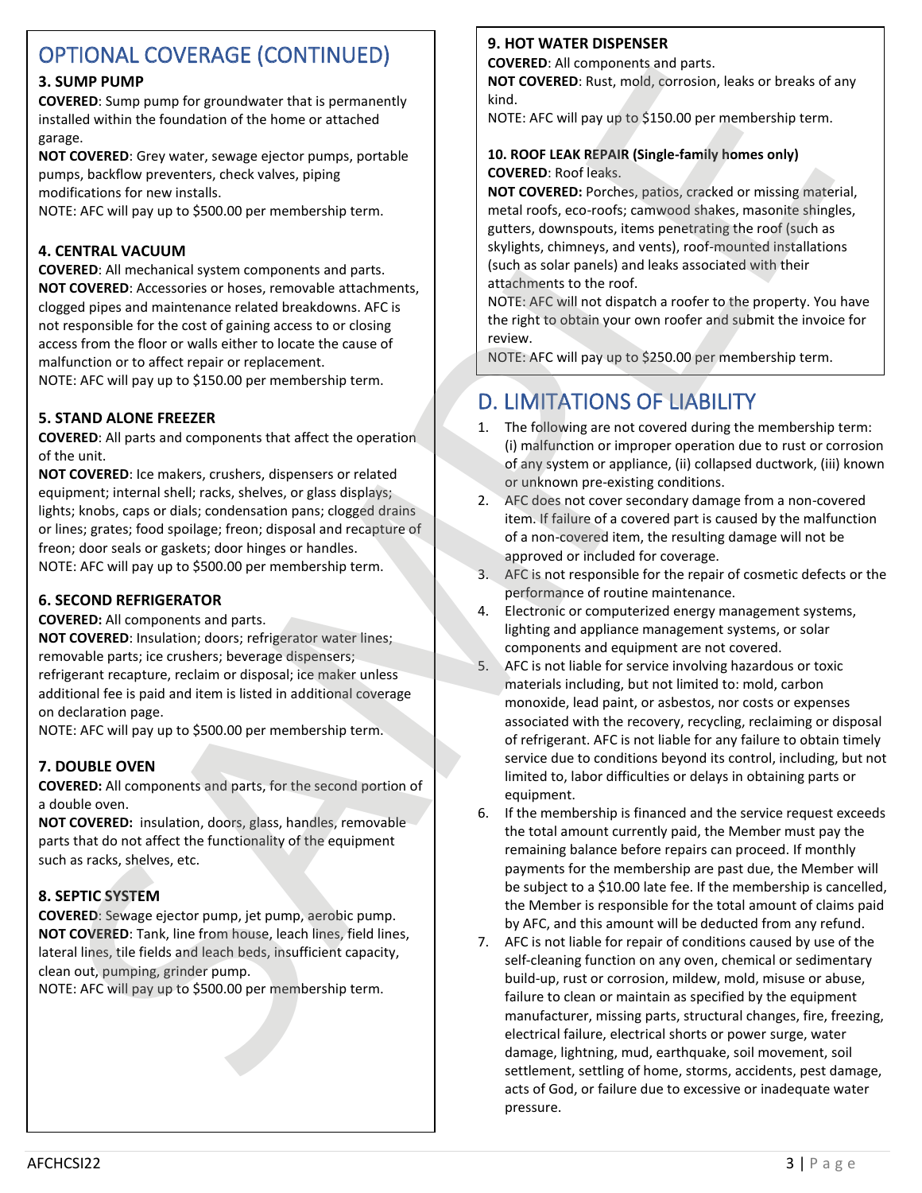## OPTIONAL COVERAGE (CONTINUED)

### 3. SUMP PUMP

**COVERED**: Sump pump for groundwater that is permanently installed within the foundation of the home or attached garage.

**NOT COVERED**: Grey water, sewage ejector pumps, portable pumps, backflow preventers, check valves, piping modifications for new installs.

NOTE: AFC will pay up to $500.00 per membership term.

### 4. CENTRAL VACUUM

**COVERED**: All mechanical system components and parts.

**NOT COVERED**: Accessories or hoses, removable attachments, clogged pipes and maintenance related breakdowns. AFC is not responsible for the cost of gaining access to or closing access from the floor or walls either to locate the cause of malfunction or to affect repair or replacement.

NOTE: AFC will pay up to $150.00 per membership term.

### 5. STAND ALONE FREEZER

**COVERED**: All parts and components that affect the operation of the unit.

**NOT COVERED**: Ice makers, crushers, dispensers or related equipment; internal shell; racks, shelves, or glass displays; lights; knobs, caps or dials; condensation pans; clogged drains or lines; grates; food spoilage; freon; disposal and recapture of freon; door seals or gaskets; door hinges or handles.

NOTE: AFC will pay up to $500.00 per membership term.

### 6. SECOND REFRIGERATOR

**COVERED:** All components and parts.

**NOT COVERED**: Insulation; doors; refrigerator water lines; removable parts; ice crushers; beverage dispensers; refrigerant recapture, reclaim or disposal; ice maker unless additional fee is paid and item is listed in additional coverage on declaration page.

NOTE: AFC will pay up to $500.00 per membership term.

### 7. DOUBLE OVEN

**COVERED:** All components and parts, for the second portion of a double oven.

**NOT COVERED:** insulation, doors, glass, handles, removable parts that do not affect the functionality of the equipment such as racks, shelves, etc.

### 8. SEPTIC SYSTEM

**COVERED**: Sewage ejector pump, jet pump, aerobic pump.

**NOT COVERED**: Tank, line from house, leach lines, field lines, lateral lines, tile fields and leach beds, insufficient capacity, clean out, pumping, grinder pump.

NOTE: AFC will pay up to $500.00 per membership term.

### 9. HOT WATER DISPENSER

**COVERED**: All components and parts.

**NOT COVERED**: Rust, mold, corrosion, leaks or breaks of any kind.

NOTE: AFC will pay up to $150.00 per membership term.

### 10. ROOF LEAK REPAIR (Single-family homes only)

**COVERED**: Roof leaks.

**NOT COVERED:** Porches, patios, cracked or missing material, metal roofs, eco-roofs; camwood shakes, masonite shingles, gutters, downspouts, items penetrating the roof (such as skylights, chimneys, and vents), roof-mounted installations (such as solar panels) and leaks associated with their attachments to the roof.

NOTE: AFC will not dispatch a roofer to the property. You have the right to obtain your own roofer and submit the invoice for review.

NOTE: AFC will pay up to $250.00 per membership term.

## D. LIMITATIONS OF LIABILITY

1. The following are not covered during the membership term: (i) malfunction or improper operation due to rust or corrosion of any system or appliance, (ii) collapsed ductwork, (iii) known or unknown pre-existing conditions.
2. AFC does not cover secondary damage from a non-covered item. If failure of a covered part is caused by the malfunction of a non-covered item, the resulting damage will not be approved or included for coverage.
3. AFC is not responsible for the repair of cosmetic defects or the performance of routine maintenance.
4. Electronic or computerized energy management systems, lighting and appliance management systems, or solar components and equipment are not covered.
5. AFC is not liable for service involving hazardous or toxic materials including, but not limited to: mold, carbon monoxide, lead paint, or asbestos, nor costs or expenses associated with the recovery, recycling, reclaiming or disposal of refrigerant. AFC is not liable for any failure to obtain timely service due to conditions beyond its control, including, but not limited to, labor difficulties or delays in obtaining parts or equipment.
6. If the membership is financed and the service request exceeds the total amount currently paid, the Member must pay the remaining balance before repairs can proceed. If monthly payments for the membership are past due, the Member will be subject to a $10.00 late fee. If the membership is cancelled, the Member is responsible for the total amount of claims paid by AFC, and this amount will be deducted from any refund.
7. AFC is not liable for repair of conditions caused by use of the self-cleaning function on any oven, chemical or sedimentary build-up, rust or corrosion, mildew, mold, misuse or abuse, failure to clean or maintain as specified by the equipment manufacturer, missing parts, structural changes, fire, freezing, electrical failure, electrical shorts or power surge, water damage, lightning, mud, earthquake, soil movement, soil settlement, settling of home, storms, accidents, pest damage, acts of God, or failure due to excessive or inadequate water pressure.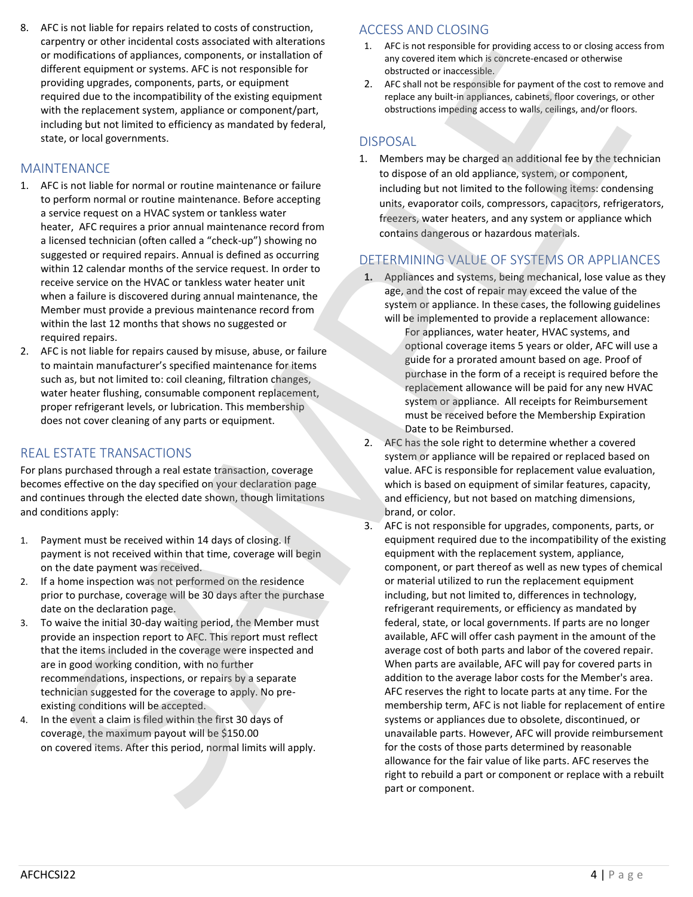8. AFC is not liable for repairs related to costs of construction, carpentry or other incidental costs associated with alterations or modifications of appliances, components, or installation of different equipment or systems. AFC is not responsible for providing upgrades, components, parts, or equipment required due to the incompatibility of the existing equipment with the replacement system, appliance or component/part, including but not limited to efficiency as mandated by federal, state, or local governments.

## MAINTENANCE

1. AFC is not liable for normal or routine maintenance or failure to perform normal or routine maintenance. Before accepting a service request on a HVAC system or tankless water heater, AFC requires a prior annual maintenance record from a licensed technician (often called a "check-up") showing no suggested or required repairs. Annual is defined as occurring within 12 calendar months of the service request. In order to receive service on the HVAC or tankless water heater unit when a failure is discovered during annual maintenance, the Member must provide a previous maintenance record from within the last 12 months that shows no suggested or required repairs.
2. AFC is not liable for repairs caused by misuse, abuse, or failure to maintain manufacturer's specified maintenance for items such as, but not limited to: coil cleaning, filtration changes, water heater flushing, consumable component replacement, proper refrigerant levels, or lubrication. This membership does not cover cleaning of any parts or equipment.

## REAL ESTATE TRANSACTIONS

For plans purchased through a real estate transaction, coverage becomes effective on the day specified on your declaration page and continues through the elected date shown, though limitations and conditions apply:

1. Payment must be received within 14 days of closing. If payment is not received within that time, coverage will begin on the date payment was received.
2. If a home inspection was not performed on the residence prior to purchase, coverage will be 30 days after the purchase date on the declaration page.
3. To waive the initial 30-day waiting period, the Member must provide an inspection report to AFC. This report must reflect that the items included in the coverage were inspected and are in good working condition, with no further recommendations, inspections, or repairs by a separate technician suggested for the coverage to apply. No pre-existing conditions will be accepted.
4. In the event a claim is filed within the first 30 days of coverage, the maximum payout will be $150.00 on covered items. After this period, normal limits will apply.

## ACCESS AND CLOSING

1. AFC is not responsible for providing access to or closing access from any covered item which is concrete-encased or otherwise obstructed or inaccessible.
2. AFC shall not be responsible for payment of the cost to remove and replace any built-in appliances, cabinets, floor coverings, or other obstructions impeding access to walls, ceilings, and/or floors.

## DISPOSAL

1. Members may be charged an additional fee by the technician to dispose of an old appliance, system, or component, including but not limited to the following items: condensing units, evaporator coils, compressors, capacitors, refrigerators, freezers, water heaters, and any system or appliance which contains dangerous or hazardous materials.

## DETERMINING VALUE OF SYSTEMS OR APPLIANCES

1. Appliances and systems, being mechanical, lose value as they age, and the cost of repair may exceed the value of the system or appliance. In these cases, the following guidelines will be implemented to provide a replacement allowance:

   For appliances, water heater, HVAC systems, and optional coverage items 5 years or older, AFC will use a guide for a prorated amount based on age. Proof of purchase in the form of a receipt is required before the replacement allowance will be paid for any new HVAC system or appliance. All receipts for Reimbursement must be received before the Membership Expiration Date to be Reimbursed.
2. AFC has the sole right to determine whether a covered system or appliance will be repaired or replaced based on value. AFC is responsible for replacement value evaluation, which is based on equipment of similar features, capacity, and efficiency, but not based on matching dimensions, brand, or color.
3. AFC is not responsible for upgrades, components, parts, or equipment required due to the incompatibility of the existing equipment with the replacement system, appliance, component, or part thereof as well as new types of chemical or material utilized to run the replacement equipment including, but not limited to, differences in technology, refrigerant requirements, or efficiency as mandated by federal, state, or local governments. If parts are no longer available, AFC will offer cash payment in the amount of the average cost of both parts and labor of the covered repair. When parts are available, AFC will pay for covered parts in addition to the average labor costs for the Member's area. AFC reserves the right to locate parts at any time. For the membership term, AFC is not liable for replacement of entire systems or appliances due to obsolete, discontinued, or unavailable parts. However, AFC will provide reimbursement for the costs of those parts determined by reasonable allowance for the fair value of like parts. AFC reserves the right to rebuild a part or component or replace with a rebuilt part or component.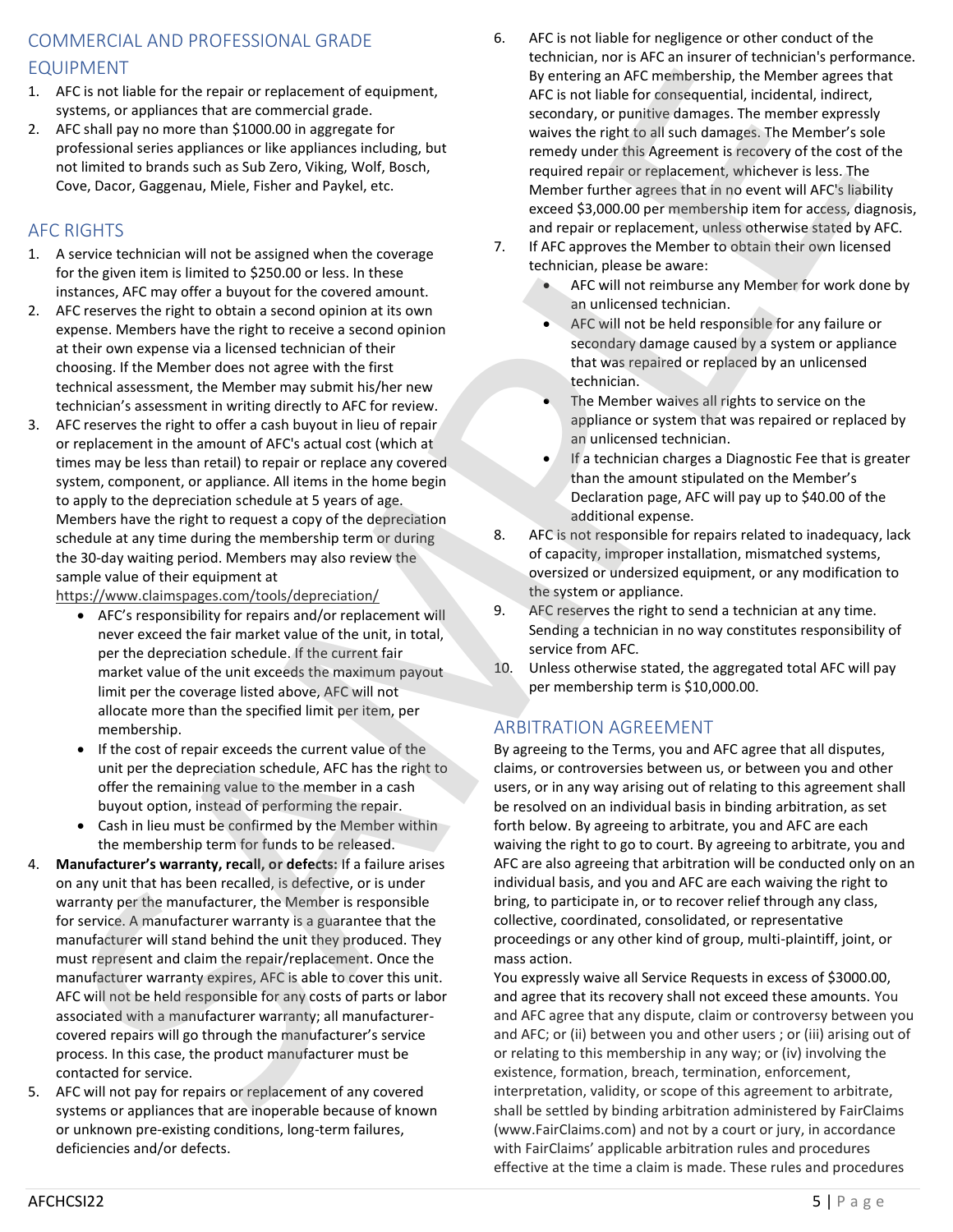## COMMERCIAL AND PROFESSIONAL GRADE EQUIPMENT

1. AFC is not liable for the repair or replacement of equipment, systems, or appliances that are commercial grade.
2. AFC shall pay no more than $1000.00 in aggregate for professional series appliances or like appliances including, but not limited to brands such as Sub Zero, Viking, Wolf, Bosch, Cove, Dacor, Gaggenau, Miele, Fisher and Paykel, etc.

## AFC RIGHTS

1. A service technician will not be assigned when the coverage for the given item is limited to $250.00 or less. In these instances, AFC may offer a buyout for the covered amount.
2. AFC reserves the right to obtain a second opinion at its own expense. Members have the right to receive a second opinion at their own expense via a licensed technician of their choosing. If the Member does not agree with the first technical assessment, the Member may submit his/her new technician's assessment in writing directly to AFC for review.
3. AFC reserves the right to offer a cash buyout in lieu of repair or replacement in the amount of AFC's actual cost (which at times may be less than retail) to repair or replace any covered system, component, or appliance. All items in the home begin to apply to the depreciation schedule at 5 years of age. Members have the right to request a copy of the depreciation schedule at any time during the membership term or during the 30-day waiting period. Members may also review the sample value of their equipment at https://www.claimspages.com/tools/depreciation/
   - AFC's responsibility for repairs and/or replacement will never exceed the fair market value of the unit, in total, per the depreciation schedule. If the current fair market value of the unit exceeds the maximum payout limit per the coverage listed above, AFC will not allocate more than the specified limit per item, per membership.
   - If the cost of repair exceeds the current value of the unit per the depreciation schedule, AFC has the right to offer the remaining value to the member in a cash buyout option, instead of performing the repair.
   - Cash in lieu must be confirmed by the Member within the membership term for funds to be released.
4. **Manufacturer's warranty, recall, or defects:** If a failure arises on any unit that has been recalled, is defective, or is under warranty per the manufacturer, the Member is responsible for service. A manufacturer warranty is a guarantee that the manufacturer will stand behind the unit they produced. They must represent and claim the repair/replacement. Once the manufacturer warranty expires, AFC is able to cover this unit. AFC will not be held responsible for any costs of parts or labor associated with a manufacturer warranty; all manufacturer-covered repairs will go through the manufacturer's service process. In this case, the product manufacturer must be contacted for service.
5. AFC will not pay for repairs or replacement of any covered systems or appliances that are inoperable because of known or unknown pre-existing conditions, long-term failures, deficiencies and/or defects.
6. AFC is not liable for negligence or other conduct of the technician, nor is AFC an insurer of technician's performance. By entering an AFC membership, the Member agrees that AFC is not liable for consequential, incidental, indirect, secondary, or punitive damages. The member expressly waives the right to all such damages. The Member's sole remedy under this Agreement is recovery of the cost of the required repair or replacement, whichever is less. The Member further agrees that in no event will AFC's liability exceed $3,000.00 per membership item for access, diagnosis, and repair or replacement, unless otherwise stated by AFC.
7. If AFC approves the Member to obtain their own licensed technician, please be aware:
   - AFC will not reimburse any Member for work done by an unlicensed technician.
   - AFC will not be held responsible for any failure or secondary damage caused by a system or appliance that was repaired or replaced by an unlicensed technician.
   - The Member waives all rights to service on the appliance or system that was repaired or replaced by an unlicensed technician.
   - If a technician charges a Diagnostic Fee that is greater than the amount stipulated on the Member's Declaration page, AFC will pay up to $40.00 of the additional expense.
8. AFC is not responsible for repairs related to inadequacy, lack of capacity, improper installation, mismatched systems, oversized or undersized equipment, or any modification to the system or appliance.
9. AFC reserves the right to send a technician at any time. Sending a technician in no way constitutes responsibility of service from AFC.
10. Unless otherwise stated, the aggregated total AFC will pay per membership term is $10,000.00.

## ARBITRATION AGREEMENT

By agreeing to the Terms, you and AFC agree that all disputes, claims, or controversies between us, or between you and other users, or in any way arising out of relating to this agreement shall be resolved on an individual basis in binding arbitration, as set forth below. By agreeing to arbitrate, you and AFC are each waiving the right to go to court. By agreeing to arbitrate, you and AFC are also agreeing that arbitration will be conducted only on an individual basis, and you and AFC are each waiving the right to bring, to participate in, or to recover relief through any class, collective, coordinated, consolidated, or representative proceedings or any other kind of group, multi-plaintiff, joint, or mass action.

You expressly waive all Service Requests in excess of $3000.00, and agree that its recovery shall not exceed these amounts. You and AFC agree that any dispute, claim or controversy between you and AFC; or (ii) between you and other users ; or (iii) arising out of or relating to this membership in any way; or (iv) involving the existence, formation, breach, termination, enforcement, interpretation, validity, or scope of this agreement to arbitrate, shall be settled by binding arbitration administered by FairClaims (www.FairClaims.com) and not by a court or jury, in accordance with FairClaims' applicable arbitration rules and procedures effective at the time a claim is made. These rules and procedures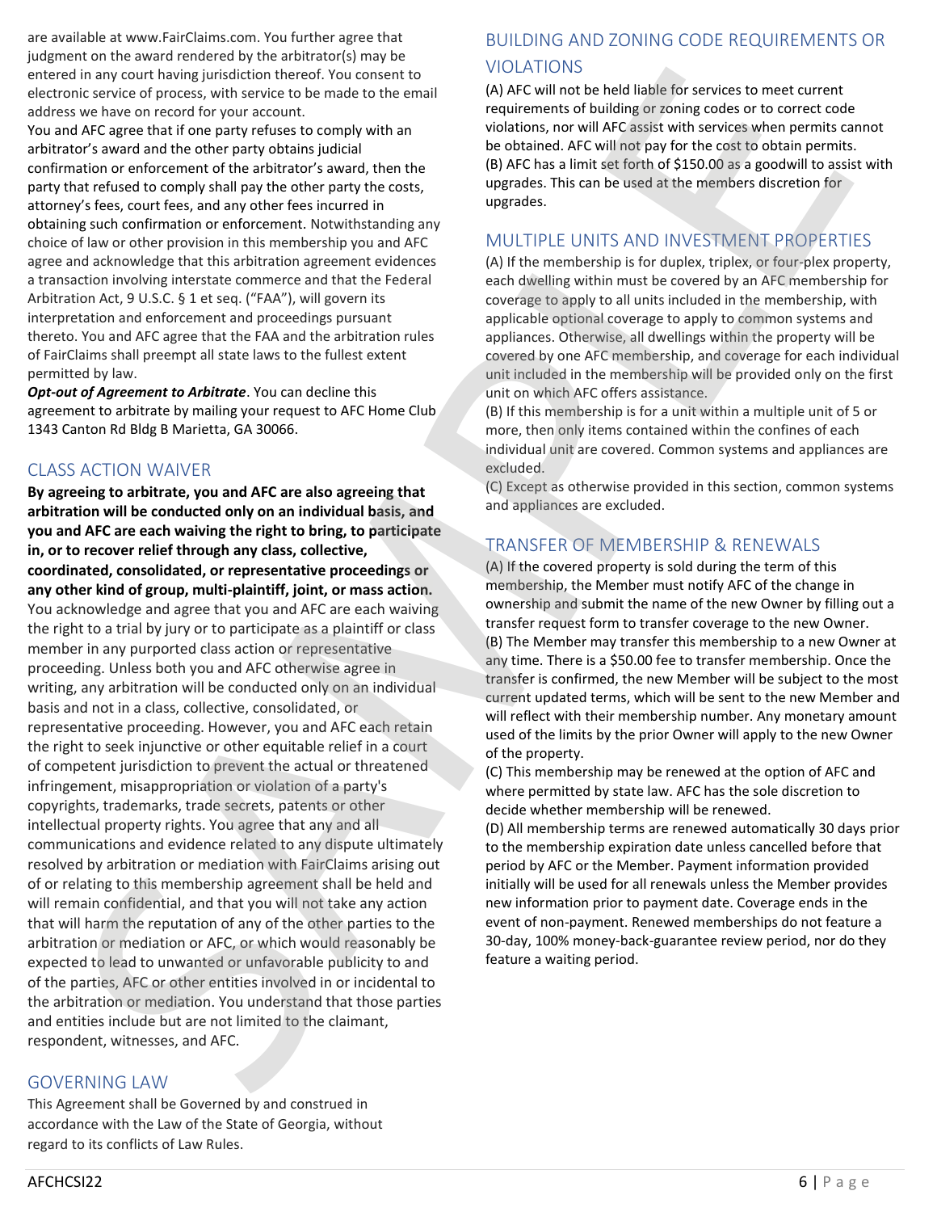are available at www.FairClaims.com. You further agree that judgment on the award rendered by the arbitrator(s) may be entered in any court having jurisdiction thereof. You consent to electronic service of process, with service to be made to the email address we have on record for your account.

You and AFC agree that if one party refuses to comply with an arbitrator's award and the other party obtains judicial confirmation or enforcement of the arbitrator's award, then the party that refused to comply shall pay the other party the costs, attorney's fees, court fees, and any other fees incurred in obtaining such confirmation or enforcement. Notwithstanding any choice of law or other provision in this membership you and AFC agree and acknowledge that this arbitration agreement evidences a transaction involving interstate commerce and that the Federal Arbitration Act, 9 U.S.C. § 1 et seq. ("FAA"), will govern its interpretation and enforcement and proceedings pursuant thereto. You and AFC agree that the FAA and the arbitration rules of FairClaims shall preempt all state laws to the fullest extent permitted by law.

***Opt-out of Agreement to Arbitrate***. You can decline this agreement to arbitrate by mailing your request to AFC Home Club 1343 Canton Rd Bldg B Marietta, GA 30066.

## CLASS ACTION WAIVER

**By agreeing to arbitrate, you and AFC are also agreeing that arbitration will be conducted only on an individual basis, and you and AFC are each waiving the right to bring, to participate in, or to recover relief through any class, collective, coordinated, consolidated, or representative proceedings or any other kind of group, multi-plaintiff, joint, or mass action.** You acknowledge and agree that you and AFC are each waiving the right to a trial by jury or to participate as a plaintiff or class member in any purported class action or representative proceeding. Unless both you and AFC otherwise agree in writing, any arbitration will be conducted only on an individual basis and not in a class, collective, consolidated, or representative proceeding. However, you and AFC each retain the right to seek injunctive or other equitable relief in a court of competent jurisdiction to prevent the actual or threatened infringement, misappropriation or violation of a party's copyrights, trademarks, trade secrets, patents or other intellectual property rights. You agree that any and all communications and evidence related to any dispute ultimately resolved by arbitration or mediation with FairClaims arising out of or relating to this membership agreement shall be held and will remain confidential, and that you will not take any action that will harm the reputation of any of the other parties to the arbitration or mediation or AFC, or which would reasonably be expected to lead to unwanted or unfavorable publicity to and of the parties, AFC or other entities involved in or incidental to the arbitration or mediation. You understand that those parties and entities include but are not limited to the claimant, respondent, witnesses, and AFC.

## GOVERNING LAW

This Agreement shall be Governed by and construed in accordance with the Law of the State of Georgia, without regard to its conflicts of Law Rules.

## BUILDING AND ZONING CODE REQUIREMENTS OR VIOLATIONS

(A) AFC will not be held liable for services to meet current requirements of building or zoning codes or to correct code violations, nor will AFC assist with services when permits cannot be obtained. AFC will not pay for the cost to obtain permits.

(B) AFC has a limit set forth of $150.00 as a goodwill to assist with upgrades. This can be used at the members discretion for upgrades.

## MULTIPLE UNITS AND INVESTMENT PROPERTIES

(A) If the membership is for duplex, triplex, or four-plex property, each dwelling within must be covered by an AFC membership for coverage to apply to all units included in the membership, with applicable optional coverage to apply to common systems and appliances. Otherwise, all dwellings within the property will be covered by one AFC membership, and coverage for each individual unit included in the membership will be provided only on the first unit on which AFC offers assistance.

(B) If this membership is for a unit within a multiple unit of 5 or more, then only items contained within the confines of each individual unit are covered. Common systems and appliances are excluded.

(C) Except as otherwise provided in this section, common systems and appliances are excluded.

## TRANSFER OF MEMBERSHIP & RENEWALS

(A) If the covered property is sold during the term of this membership, the Member must notify AFC of the change in ownership and submit the name of the new Owner by filling out a transfer request form to transfer coverage to the new Owner.

(B) The Member may transfer this membership to a new Owner at any time. There is a $50.00 fee to transfer membership. Once the transfer is confirmed, the new Member will be subject to the most current updated terms, which will be sent to the new Member and will reflect with their membership number. Any monetary amount used of the limits by the prior Owner will apply to the new Owner of the property.

(C) This membership may be renewed at the option of AFC and where permitted by state law. AFC has the sole discretion to decide whether membership will be renewed.

(D) All membership terms are renewed automatically 30 days prior to the membership expiration date unless cancelled before that period by AFC or the Member. Payment information provided initially will be used for all renewals unless the Member provides new information prior to payment date. Coverage ends in the event of non-payment. Renewed memberships do not feature a 30-day, 100% money-back-guarantee review period, nor do they feature a waiting period.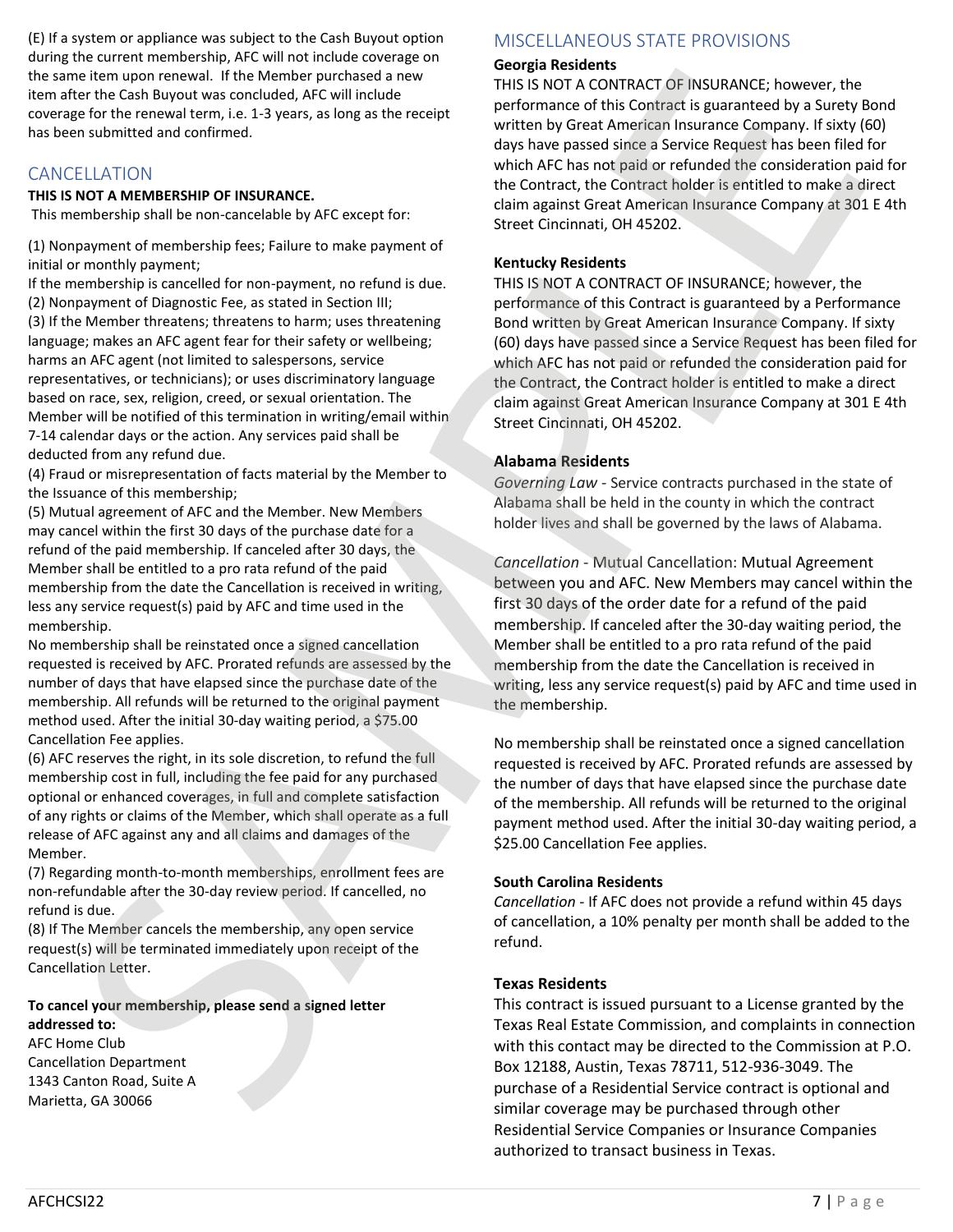(E) If a system or appliance was subject to the Cash Buyout option during the current membership, AFC will not include coverage on the same item upon renewal. If the Member purchased a new item after the Cash Buyout was concluded, AFC will include coverage for the renewal term, i.e. 1-3 years, as long as the receipt has been submitted and confirmed.

## CANCELLATION

**THIS IS NOT A MEMBERSHIP OF INSURANCE.**

This membership shall be non-cancelable by AFC except for:

(1) Nonpayment of membership fees; Failure to make payment of initial or monthly payment;
If the membership is cancelled for non-payment, no refund is due.
(2) Nonpayment of Diagnostic Fee, as stated in Section III;
(3) If the Member threatens; threatens to harm; uses threatening language; makes an AFC agent fear for their safety or wellbeing; harms an AFC agent (not limited to salespersons, service representatives, or technicians); or uses discriminatory language based on race, sex, religion, creed, or sexual orientation. The Member will be notified of this termination in writing/email within 7-14 calendar days or the action. Any services paid shall be deducted from any refund due.
(4) Fraud or misrepresentation of facts material by the Member to the Issuance of this membership;
(5) Mutual agreement of AFC and the Member. New Members may cancel within the first 30 days of the purchase date for a refund of the paid membership. If canceled after 30 days, the Member shall be entitled to a pro rata refund of the paid membership from the date the Cancellation is received in writing, less any service request(s) paid by AFC and time used in the membership.
No membership shall be reinstated once a signed cancellation requested is received by AFC. Prorated refunds are assessed by the number of days that have elapsed since the purchase date of the membership. All refunds will be returned to the original payment method used. After the initial 30-day waiting period, a $75.00 Cancellation Fee applies.
(6) AFC reserves the right, in its sole discretion, to refund the full membership cost in full, including the fee paid for any purchased optional or enhanced coverages, in full and complete satisfaction of any rights or claims of the Member, which shall operate as a full release of AFC against any and all claims and damages of the Member.
(7) Regarding month-to-month memberships, enrollment fees are non-refundable after the 30-day review period. If cancelled, no refund is due.
(8) If The Member cancels the membership, any open service request(s) will be terminated immediately upon receipt of the Cancellation Letter.

**To cancel your membership, please send a signed letter addressed to:**
AFC Home Club
Cancellation Department
1343 Canton Road, Suite A
Marietta, GA 30066

## MISCELLANEOUS STATE PROVISIONS

**Georgia Residents**
THIS IS NOT A CONTRACT OF INSURANCE; however, the performance of this Contract is guaranteed by a Surety Bond written by Great American Insurance Company. If sixty (60) days have passed since a Service Request has been filed for which AFC has not paid or refunded the consideration paid for the Contract, the Contract holder is entitled to make a direct claim against Great American Insurance Company at 301 E 4th Street Cincinnati, OH 45202.

**Kentucky Residents**
THIS IS NOT A CONTRACT OF INSURANCE; however, the performance of this Contract is guaranteed by a Performance Bond written by Great American Insurance Company. If sixty (60) days have passed since a Service Request has been filed for which AFC has not paid or refunded the consideration paid for the Contract, the Contract holder is entitled to make a direct claim against Great American Insurance Company at 301 E 4th Street Cincinnati, OH 45202.

**Alabama Residents**
*Governing Law* - Service contracts purchased in the state of Alabama shall be held in the county in which the contract holder lives and shall be governed by the laws of Alabama.

*Cancellation* - Mutual Cancellation: Mutual Agreement between you and AFC. New Members may cancel within the first 30 days of the order date for a refund of the paid membership. If canceled after the 30-day waiting period, the Member shall be entitled to a pro rata refund of the paid membership from the date the Cancellation is received in writing, less any service request(s) paid by AFC and time used in the membership.

No membership shall be reinstated once a signed cancellation requested is received by AFC. Prorated refunds are assessed by the number of days that have elapsed since the purchase date of the membership. All refunds will be returned to the original payment method used. After the initial 30-day waiting period, a $25.00 Cancellation Fee applies.

**South Carolina Residents**
*Cancellation* - If AFC does not provide a refund within 45 days of cancellation, a 10% penalty per month shall be added to the refund.

**Texas Residents**
This contract is issued pursuant to a License granted by the Texas Real Estate Commission, and complaints in connection with this contact may be directed to the Commission at P.O. Box 12188, Austin, Texas 78711, 512-936-3049. The purchase of a Residential Service contract is optional and similar coverage may be purchased through other Residential Service Companies or Insurance Companies authorized to transact business in Texas.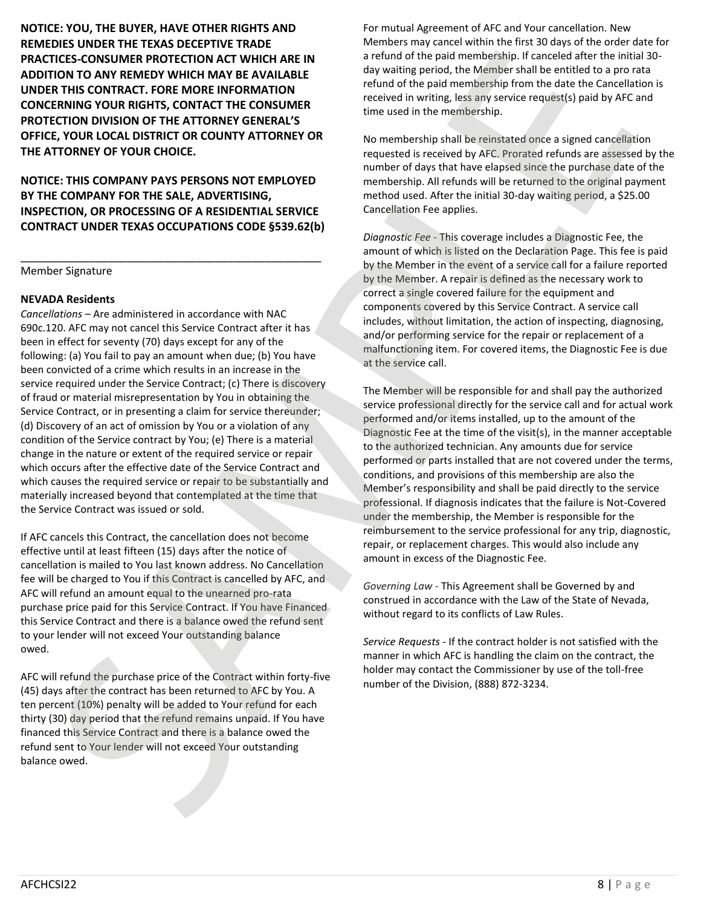**NOTICE: YOU, THE BUYER, HAVE OTHER RIGHTS AND REMEDIES UNDER THE TEXAS DECEPTIVE TRADE PRACTICES-CONSUMER PROTECTION ACT WHICH ARE IN ADDITION TO ANY REMEDY WHICH MAY BE AVAILABLE UNDER THIS CONTRACT. FORE MORE INFORMATION CONCERNING YOUR RIGHTS, CONTACT THE CONSUMER PROTECTION DIVISION OF THE ATTORNEY GENERAL'S OFFICE, YOUR LOCAL DISTRICT OR COUNTY ATTORNEY OR THE ATTORNEY OF YOUR CHOICE.**

**NOTICE: THIS COMPANY PAYS PERSONS NOT EMPLOYED BY THE COMPANY FOR THE SALE, ADVERTISING, INSPECTION, OR PROCESSING OF A RESIDENTIAL SERVICE CONTRACT UNDER TEXAS OCCUPATIONS CODE §539.62(b)**

\_\_\_\_\_\_\_\_\_\_\_\_\_\_\_\_\_\_\_\_\_\_\_\_\_\_\_\_\_\_\_\_\_\_\_\_\_\_\_\_\_\_\_\_\_\_\_\_

Member Signature

**NEVADA Residents**

*Cancellations* – Are administered in accordance with NAC 690c.120. AFC may not cancel this Service Contract after it has been in effect for seventy (70) days except for any of the following: (a) You fail to pay an amount when due; (b) You have been convicted of a crime which results in an increase in the service required under the Service Contract; (c) There is discovery of fraud or material misrepresentation by You in obtaining the Service Contract, or in presenting a claim for service thereunder; (d) Discovery of an act of omission by You or a violation of any condition of the Service contract by You; (e) There is a material change in the nature or extent of the required service or repair which occurs after the effective date of the Service Contract and which causes the required service or repair to be substantially and materially increased beyond that contemplated at the time that the Service Contract was issued or sold.

If AFC cancels this Contract, the cancellation does not become effective until at least fifteen (15) days after the notice of cancellation is mailed to You last known address. No Cancellation fee will be charged to You if this Contract is cancelled by AFC, and AFC will refund an amount equal to the unearned pro-rata purchase price paid for this Service Contract. If You have Financed this Service Contract and there is a balance owed the refund sent to your lender will not exceed Your outstanding balance owed.

AFC will refund the purchase price of the Contract within forty-five (45) days after the contract has been returned to AFC by You. A ten percent (10%) penalty will be added to Your refund for each thirty (30) day period that the refund remains unpaid. If You have financed this Service Contract and there is a balance owed the refund sent to Your lender will not exceed Your outstanding balance owed.

For mutual Agreement of AFC and Your cancellation. New Members may cancel within the first 30 days of the order date for a refund of the paid membership. If canceled after the initial 30-day waiting period, the Member shall be entitled to a pro rata refund of the paid membership from the date the Cancellation is received in writing, less any service request(s) paid by AFC and time used in the membership.

No membership shall be reinstated once a signed cancellation requested is received by AFC. Prorated refunds are assessed by the number of days that have elapsed since the purchase date of the membership. All refunds will be returned to the original payment method used. After the initial 30-day waiting period, a $25.00 Cancellation Fee applies.

*Diagnostic Fee* - This coverage includes a Diagnostic Fee, the amount of which is listed on the Declaration Page. This fee is paid by the Member in the event of a service call for a failure reported by the Member. A repair is defined as the necessary work to correct a single covered failure for the equipment and components covered by this Service Contract. A service call includes, without limitation, the action of inspecting, diagnosing, and/or performing service for the repair or replacement of a malfunctioning item. For covered items, the Diagnostic Fee is due at the service call.

The Member will be responsible for and shall pay the authorized service professional directly for the service call and for actual work performed and/or items installed, up to the amount of the Diagnostic Fee at the time of the visit(s), in the manner acceptable to the authorized technician. Any amounts due for service performed or parts installed that are not covered under the terms, conditions, and provisions of this membership are also the Member's responsibility and shall be paid directly to the service professional. If diagnosis indicates that the failure is Not-Covered under the membership, the Member is responsible for the reimbursement to the service professional for any trip, diagnostic, repair, or replacement charges. This would also include any amount in excess of the Diagnostic Fee.

*Governing Law* - This Agreement shall be Governed by and construed in accordance with the Law of the State of Nevada, without regard to its conflicts of Law Rules.

*Service Requests* - If the contract holder is not satisfied with the manner in which AFC is handling the claim on the contract, the holder may contact the Commissioner by use of the toll-free number of the Division, (888) 872-3234.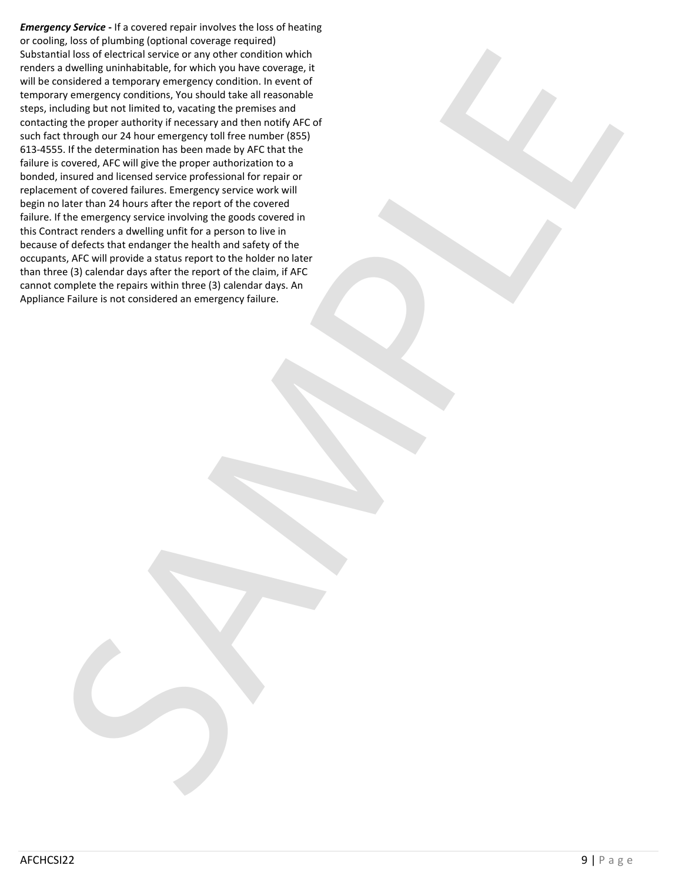***Emergency Service -*** If a covered repair involves the loss of heating or cooling, loss of plumbing (optional coverage required) Substantial loss of electrical service or any other condition which renders a dwelling uninhabitable, for which you have coverage, it will be considered a temporary emergency condition. In event of temporary emergency conditions, You should take all reasonable steps, including but not limited to, vacating the premises and contacting the proper authority if necessary and then notify AFC of such fact through our 24 hour emergency toll free number (855) 613-4555. If the determination has been made by AFC that the failure is covered, AFC will give the proper authorization to a bonded, insured and licensed service professional for repair or replacement of covered failures. Emergency service work will begin no later than 24 hours after the report of the covered failure. If the emergency service involving the goods covered in this Contract renders a dwelling unfit for a person to live in because of defects that endanger the health and safety of the occupants, AFC will provide a status report to the holder no later than three (3) calendar days after the report of the claim, if AFC cannot complete the repairs within three (3) calendar days. An Appliance Failure is not considered an emergency failure.